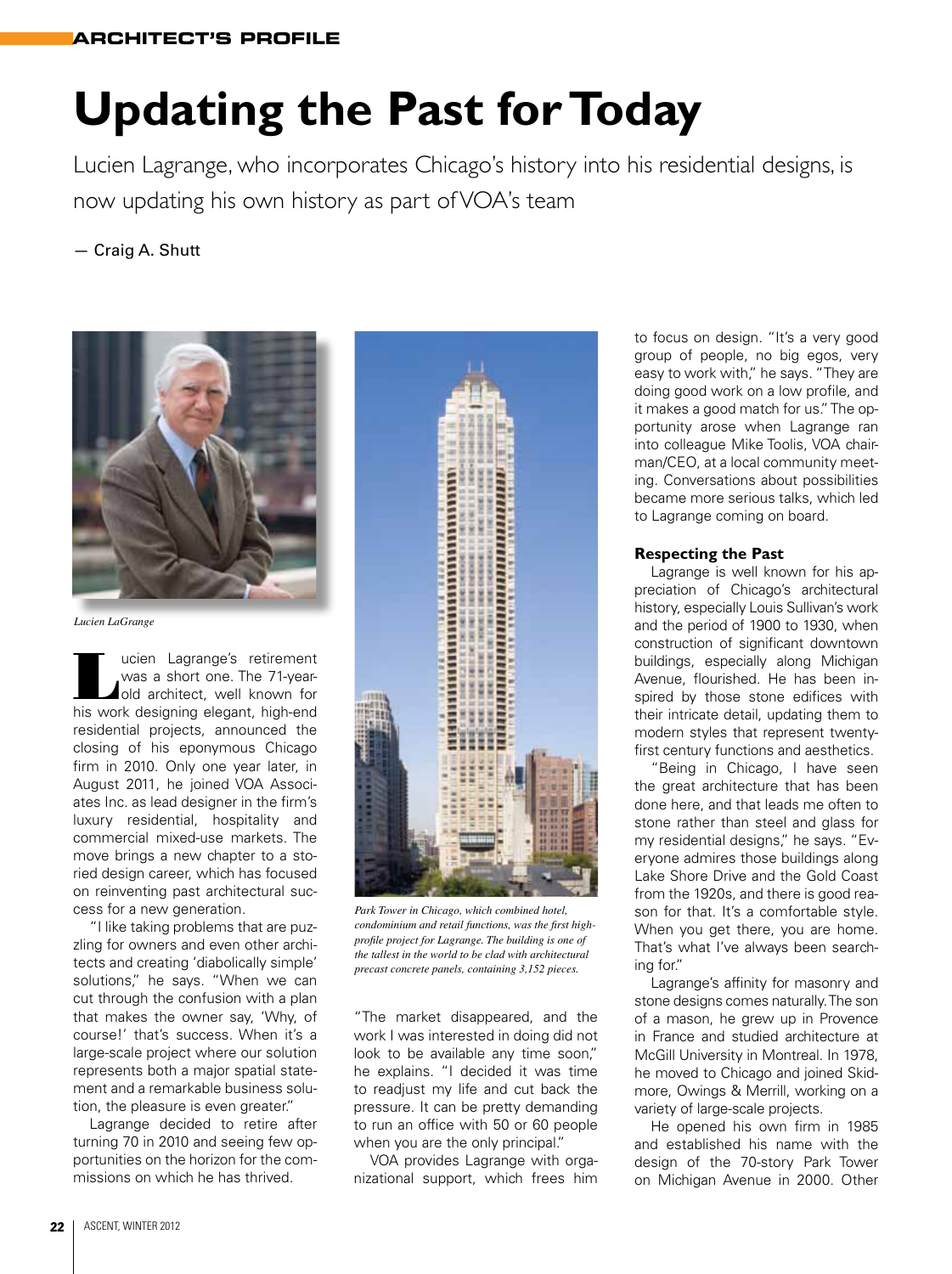# Updating the Past for Today

Lucien Lagrange, who incorporates Chicago's history into his residential designs, is now updating his own history as part of VOA's team

— Craig A. Shutt

*Lucien LaGrange*

Lucien Lagrange's retirement was a short one. The 71-year-old architect, well known for his work designing elegant, high-end residential projects, announced the closing of his eponymous Chicago firm in 2010. Only one year later, in August 2011, he joined VOA Associates Inc. as lead designer in the firm's luxury residential, hospitality and commercial mixed-use markets. The move brings a new chapter to a storied design career, which has focused on reinventing past architectural success for a new generation.

"I like taking problems that are puzzling for owners and even other architects and creating 'diabolically simple' solutions," he says. "When we can cut through the confusion with a plan that makes the owner say, 'Why, of course!' that's success. When it's a large-scale project where our solution represents both a major spatial statement and a remarkable business solution, the pleasure is even greater."

Lagrange decided to retire after turning 70 in 2010 and seeing few opportunities on the horizon for the commissions on which he has thrived.

*Park Tower in Chicago, which combined hotel, condominium and retail functions, was the first high-profile project for Lagrange. The building is one of the tallest in the world to be clad with architectural precast concrete panels, containing 3,152 pieces.*

"The market disappeared, and the work I was interested in doing did not look to be available any time soon," he explains. "I decided it was time to readjust my life and cut back the pressure. It can be pretty demanding to run an office with 50 or 60 people when you are the only principal."

VOA provides Lagrange with organizational support, which frees him to focus on design. "It's a very good group of people, no big egos, very easy to work with," he says. "They are doing good work on a low profile, and it makes a good match for us." The opportunity arose when Lagrange ran into colleague Mike Toolis, VOA chairman/CEO, at a local community meeting. Conversations about possibilities became more serious talks, which led to Lagrange coming on board.

### Respecting the Past

Lagrange is well known for his appreciation of Chicago's architectural history, especially Louis Sullivan's work and the period of 1900 to 1930, when construction of significant downtown buildings, especially along Michigan Avenue, flourished. He has been inspired by those stone edifices with their intricate detail, updating them to modern styles that represent twenty-first century functions and aesthetics.

"Being in Chicago, I have seen the great architecture that has been done here, and that leads me often to stone rather than steel and glass for my residential designs," he says. "Everyone admires those buildings along Lake Shore Drive and the Gold Coast from the 1920s, and there is good reason for that. It's a comfortable style. When you get there, you are home. That's what I've always been searching for."

Lagrange's affinity for masonry and stone designs comes naturally. The son of a mason, he grew up in Provence in France and studied architecture at McGill University in Montreal. In 1978, he moved to Chicago and joined Skidmore, Owings & Merrill, working on a variety of large-scale projects.

He opened his own firm in 1985 and established his name with the design of the 70-story Park Tower on Michigan Avenue in 2000. Other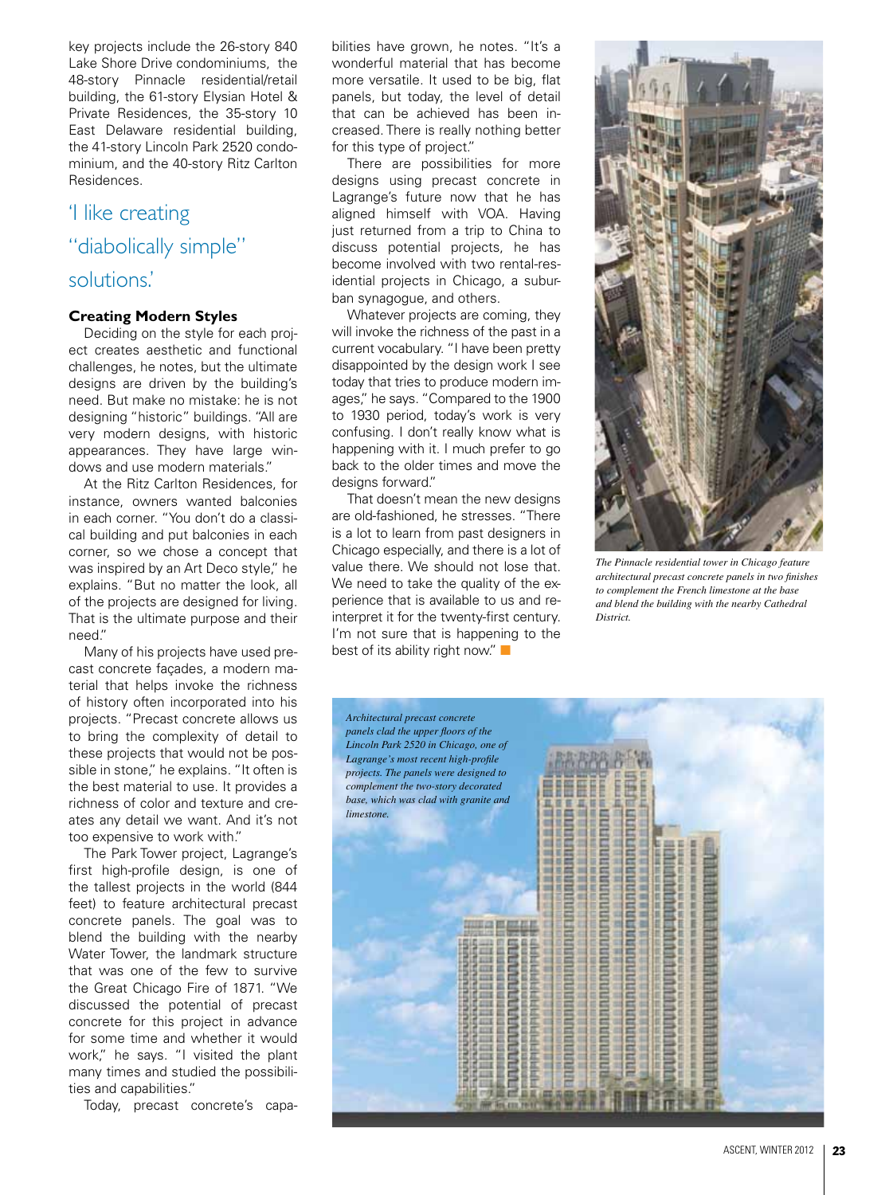key projects include the 26-story 840 Lake Shore Drive condominiums, the 48-story Pinnacle residential/retail building, the 61-story Elysian Hotel & Private Residences, the 35-story 10 East Delaware residential building, the 41-story Lincoln Park 2520 condominium, and the 40-story Ritz Carlton Residences.

'I like creating "diabolically simple" solutions.'

### Creating Modern Styles

Deciding on the style for each project creates aesthetic and functional challenges, he notes, but the ultimate designs are driven by the building's need. But make no mistake: he is not designing "historic" buildings. "All are very modern designs, with historic appearances. They have large windows and use modern materials."

At the Ritz Carlton Residences, for instance, owners wanted balconies in each corner. "You don't do a classical building and put balconies in each corner, so we chose a concept that was inspired by an Art Deco style," he explains. "But no matter the look, all of the projects are designed for living. That is the ultimate purpose and their need."

Many of his projects have used precast concrete façades, a modern material that helps invoke the richness of history often incorporated into his projects. "Precast concrete allows us to bring the complexity of detail to these projects that would not be possible in stone," he explains. "It often is the best material to use. It provides a richness of color and texture and creates any detail we want. And it's not too expensive to work with."

The Park Tower project, Lagrange's first high-profile design, is one of the tallest projects in the world (844 feet) to feature architectural precast concrete panels. The goal was to blend the building with the nearby Water Tower, the landmark structure that was one of the few to survive the Great Chicago Fire of 1871. "We discussed the potential of precast concrete for this project in advance for some time and whether it would work," he says. "I visited the plant many times and studied the possibilities and capabilities."

Today, precast concrete's capabilities have grown, he notes. "It's a wonderful material that has become more versatile. It used to be big, flat panels, but today, the level of detail that can be achieved has been increased. There is really nothing better for this type of project."

There are possibilities for more designs using precast concrete in Lagrange's future now that he has aligned himself with VOA. Having just returned from a trip to China to discuss potential projects, he has become involved with two rental-residential projects in Chicago, a suburban synagogue, and others.

Whatever projects are coming, they will invoke the richness of the past in a current vocabulary. "I have been pretty disappointed by the design work I see today that tries to produce modern images," he says. "Compared to the 1900 to 1930 period, today's work is very confusing. I don't really know what is happening with it. I much prefer to go back to the older times and move the designs forward."

That doesn't mean the new designs are old-fashioned, he stresses. "There is a lot to learn from past designers in Chicago especially, and there is a lot of value there. We should not lose that. We need to take the quality of the experience that is available to us and reinterpret it for the twenty-first century. I'm not sure that is happening to the best of its ability right now." ■

*The Pinnacle residential tower in Chicago feature architectural precast concrete panels in two finishes to complement the French limestone at the base and blend the building with the nearby Cathedral District.*

*Architectural precast concrete panels clad the upper floors of the Lincoln Park 2520 in Chicago, one of Lagrange's most recent high-profile projects. The panels were designed to complement the two-story decorated base, which was clad with granite and limestone.*